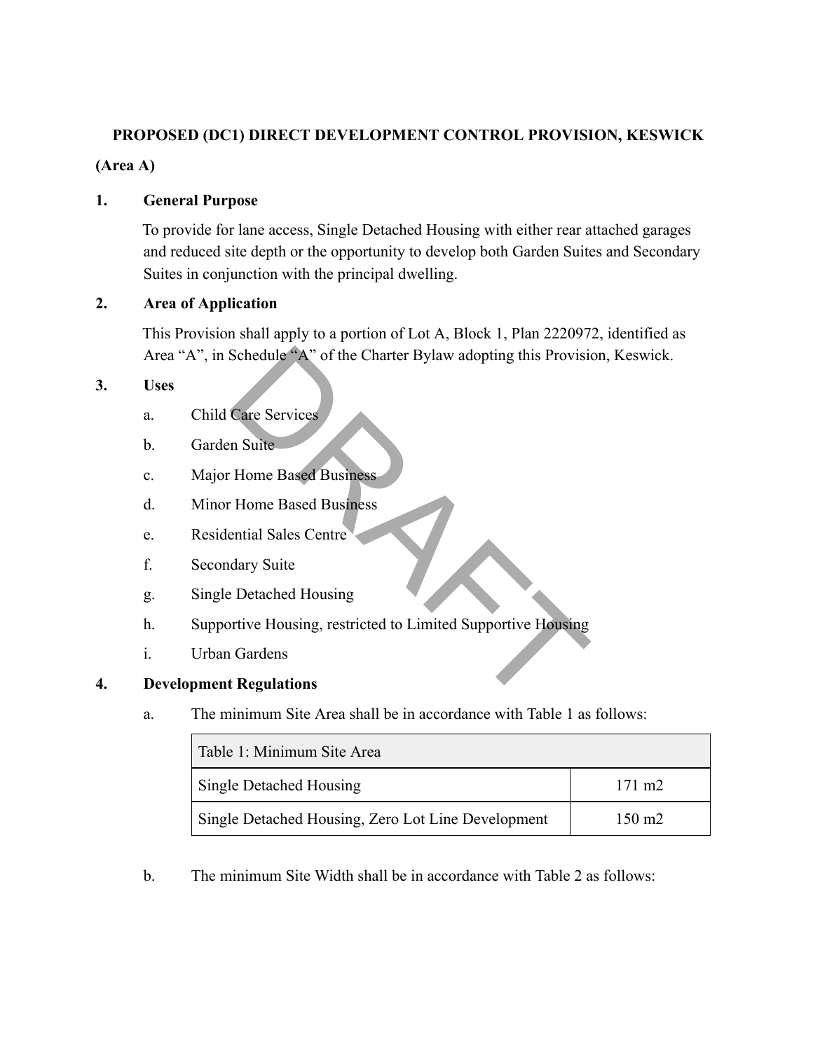**PROPOSED (DC1) DIRECT DEVELOPMENT CONTROL PROVISION, KESWICK**

**(Area A)**

**1. General Purpose**

To provide for lane access, Single Detached Housing with either rear attached garages and reduced site depth or the opportunity to develop both Garden Suites and Secondary Suites in conjunction with the principal dwelling.

**2. Area of Application**

This Provision shall apply to a portion of Lot A, Block 1, Plan 2220972, identified as Area "A", in Schedule "A" of the Charter Bylaw adopting this Provision, Keswick.

**3. Uses**

a. Child Care Services

b. Garden Suite

c. Major Home Based Business

d. Minor Home Based Business

e. Residential Sales Centre

f. Secondary Suite

g. Single Detached Housing

h. Supportive Housing, restricted to Limited Supportive Housing

i. Urban Gardens

**4. Development Regulations**

a. The minimum Site Area shall be in accordance with Table 1 as follows:

| Table 1: Minimum Site Area | |
|---|---|
| Single Detached Housing | 171 m2 |
| Single Detached Housing, Zero Lot Line Development | 150 m2 |

b. The minimum Site Width shall be in accordance with Table 2 as follows: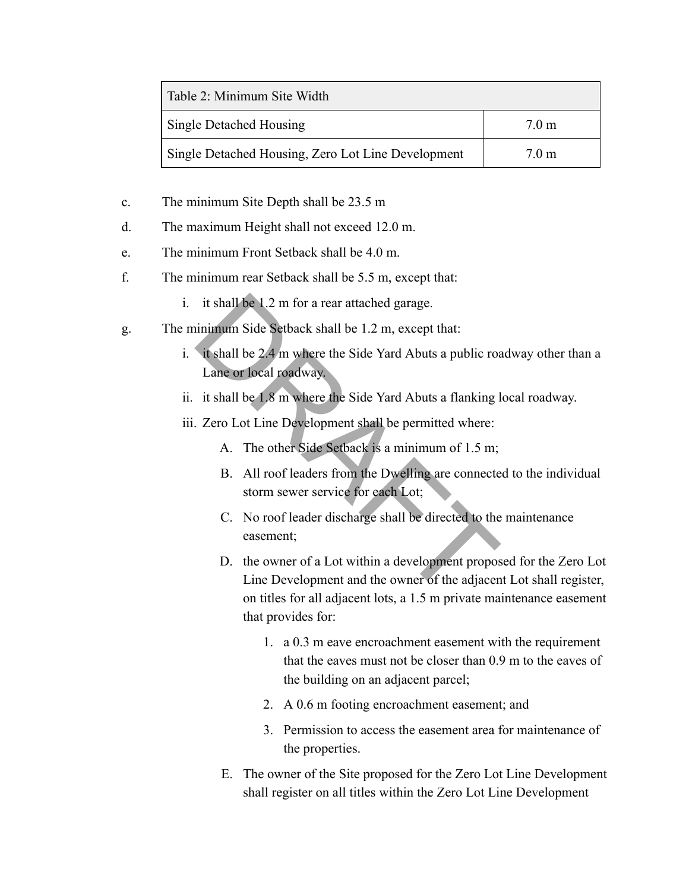| Table 2: Minimum Site Width | |
|---|---|
| Single Detached Housing | 7.0 m |
| Single Detached Housing, Zero Lot Line Development | 7.0 m |

c. The minimum Site Depth shall be 23.5 m

d. The maximum Height shall not exceed 12.0 m.

e. The minimum Front Setback shall be 4.0 m.

f. The minimum rear Setback shall be 5.5 m, except that:

   i. it shall be 1.2 m for a rear attached garage.

g. The minimum Side Setback shall be 1.2 m, except that:

   i. it shall be 2.4 m where the Side Yard Abuts a public roadway other than a Lane or local roadway.

   ii. it shall be 1.8 m where the Side Yard Abuts a flanking local roadway.

   iii. Zero Lot Line Development shall be permitted where:

      A. The other Side Setback is a minimum of 1.5 m;

      B. All roof leaders from the Dwelling are connected to the individual storm sewer service for each Lot;

      C. No roof leader discharge shall be directed to the maintenance easement;

      D. the owner of a Lot within a development proposed for the Zero Lot Line Development and the owner of the adjacent Lot shall register, on titles for all adjacent lots, a 1.5 m private maintenance easement that provides for:

         1. a 0.3 m eave encroachment easement with the requirement that the eaves must not be closer than 0.9 m to the eaves of the building on an adjacent parcel;

         2. A 0.6 m footing encroachment easement; and

         3. Permission to access the easement area for maintenance of the properties.

      E. The owner of the Site proposed for the Zero Lot Line Development shall register on all titles within the Zero Lot Line Development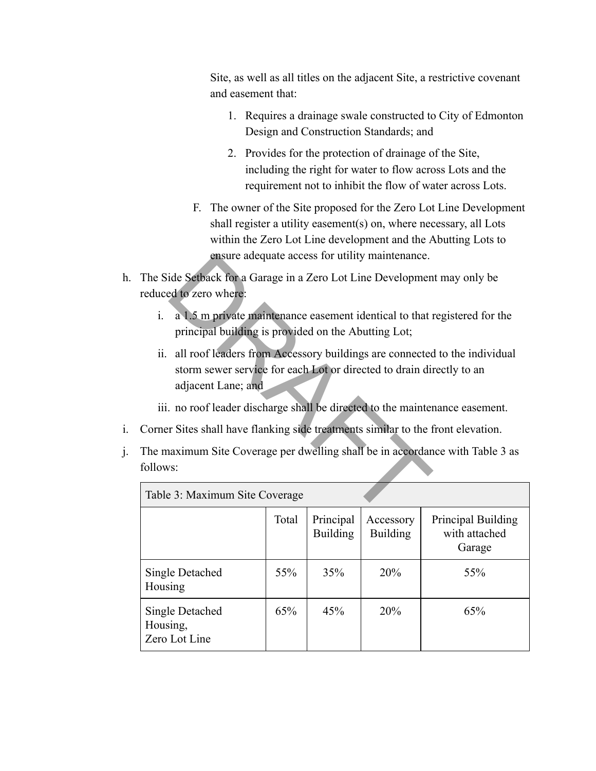Site, as well as all titles on the adjacent Site, a restrictive covenant and easement that:

1. Requires a drainage swale constructed to City of Edmonton Design and Construction Standards; and
2. Provides for the protection of drainage of the Site, including the right for water to flow across Lots and the requirement not to inhibit the flow of water across Lots.

F. The owner of the Site proposed for the Zero Lot Line Development shall register a utility easement(s) on, where necessary, all Lots within the Zero Lot Line development and the Abutting Lots to ensure adequate access for utility maintenance.

h. The Side Setback for a Garage in a Zero Lot Line Development may only be reduced to zero where:

   i. a 1.5 m private maintenance easement identical to that registered for the principal building is provided on the Abutting Lot;

   ii. all roof leaders from Accessory buildings are connected to the individual storm sewer service for each Lot or directed to drain directly to an adjacent Lane; and

   iii. no roof leader discharge shall be directed to the maintenance easement.

i. Corner Sites shall have flanking side treatments similar to the front elevation.

j. The maximum Site Coverage per dwelling shall be in accordance with Table 3 as follows:

| Table 3: Maximum Site Coverage | | | | |
|---|---|---|---|---|
| | Total | Principal Building | Accessory Building | Principal Building with attached Garage |
| Single Detached Housing | 55% | 35% | 20% | 55% |
| Single Detached Housing, Zero Lot Line | 65% | 45% | 20% | 65% |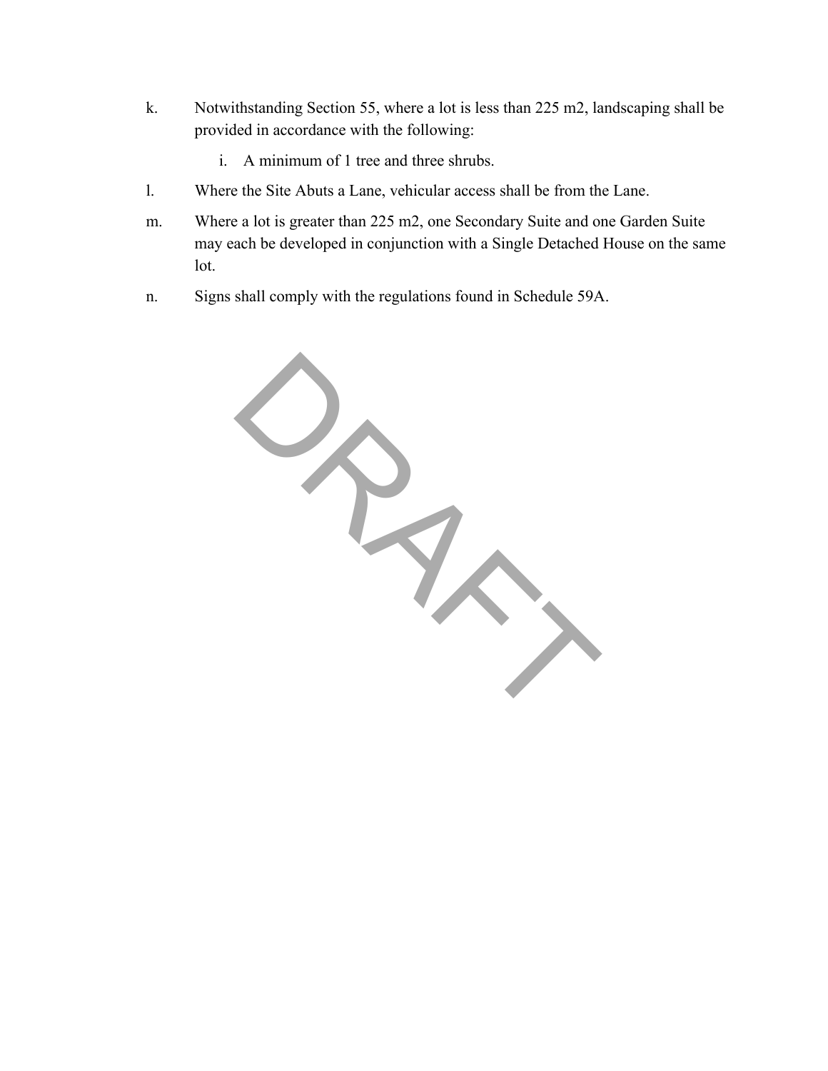k. Notwithstanding Section 55, where a lot is less than 225 m2, landscaping shall be provided in accordance with the following:

   i. A minimum of 1 tree and three shrubs.

l. Where the Site Abuts a Lane, vehicular access shall be from the Lane.

m. Where a lot is greater than 225 m2, one Secondary Suite and one Garden Suite may each be developed in conjunction with a Single Detached House on the same lot.

n. Signs shall comply with the regulations found in Schedule 59A.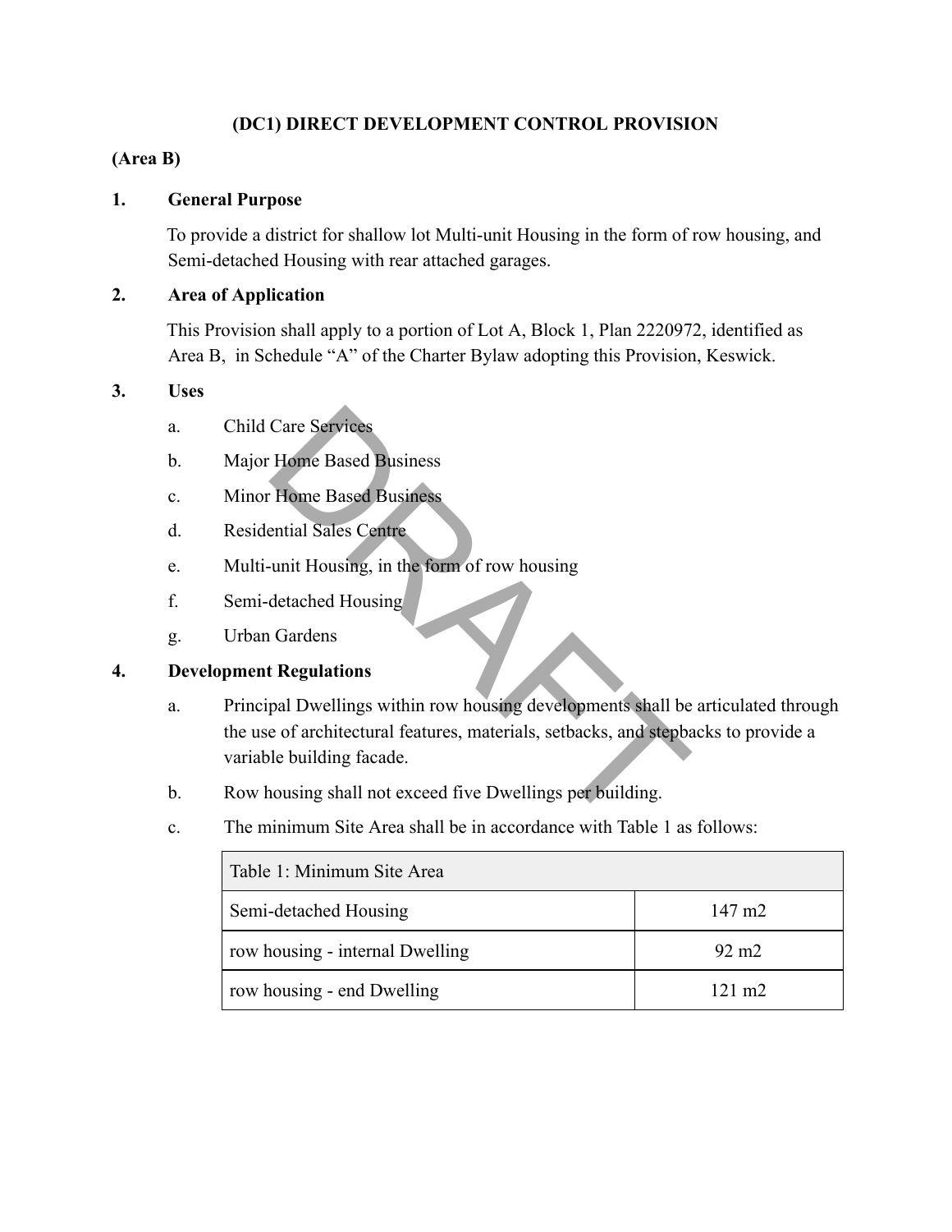**(DC1) DIRECT DEVELOPMENT CONTROL PROVISION**

**(Area B)**

**1. General Purpose**

To provide a district for shallow lot Multi-unit Housing in the form of row housing, and Semi-detached Housing with rear attached garages.

**2. Area of Application**

This Provision shall apply to a portion of Lot A, Block 1, Plan 2220972, identified as Area B, in Schedule "A" of the Charter Bylaw adopting this Provision, Keswick.

**3. Uses**

a. Child Care Services

b. Major Home Based Business

c. Minor Home Based Business

d. Residential Sales Centre

e. Multi-unit Housing, in the form of row housing

f. Semi-detached Housing

g. Urban Gardens

**4. Development Regulations**

a. Principal Dwellings within row housing developments shall be articulated through the use of architectural features, materials, setbacks, and stepbacks to provide a variable building facade.

b. Row housing shall not exceed five Dwellings per building.

c. The minimum Site Area shall be in accordance with Table 1 as follows:

| Table 1: Minimum Site Area | |
|---|---|
| Semi-detached Housing | 147 m2 |
| row housing - internal Dwelling | 92 m2 |
| row housing - end Dwelling | 121 m2 |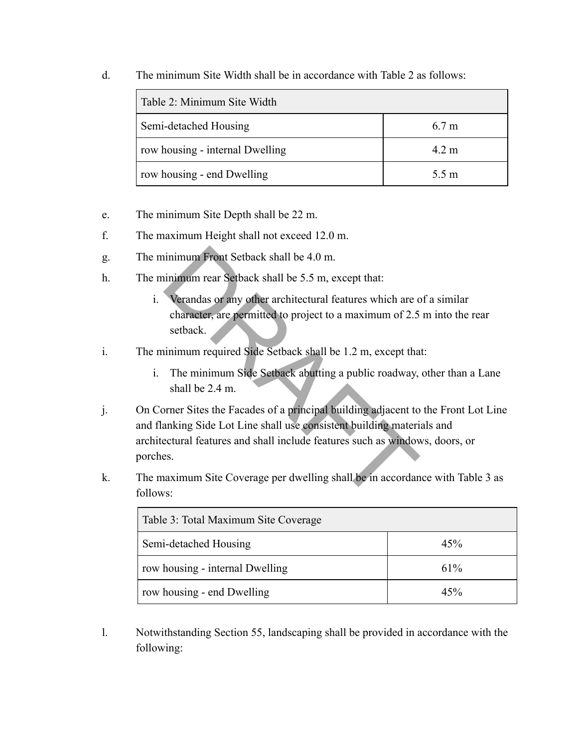d. The minimum Site Width shall be in accordance with Table 2 as follows:

| Table 2: Minimum Site Width | |
|---|---|
| Semi-detached Housing | 6.7 m |
| row housing - internal Dwelling | 4.2 m |
| row housing - end Dwelling | 5.5 m |

e. The minimum Site Depth shall be 22 m.

f. The maximum Height shall not exceed 12.0 m.

g. The minimum Front Setback shall be 4.0 m.

h. The minimum rear Setback shall be 5.5 m, except that:

   i. Verandas or any other architectural features which are of a similar character, are permitted to project to a maximum of 2.5 m into the rear setback.

i. The minimum required Side Setback shall be 1.2 m, except that:

   i. The minimum Side Setback abutting a public roadway, other than a Lane shall be 2.4 m.

j. On Corner Sites the Facades of a principal building adjacent to the Front Lot Line and flanking Side Lot Line shall use consistent building materials and architectural features and shall include features such as windows, doors, or porches.

k. The maximum Site Coverage per dwelling shall be in accordance with Table 3 as follows:

| Table 3: Total Maximum Site Coverage | |
|---|---|
| Semi-detached Housing | 45% |
| row housing - internal Dwelling | 61% |
| row housing - end Dwelling | 45% |

l. Notwithstanding Section 55, landscaping shall be provided in accordance with the following: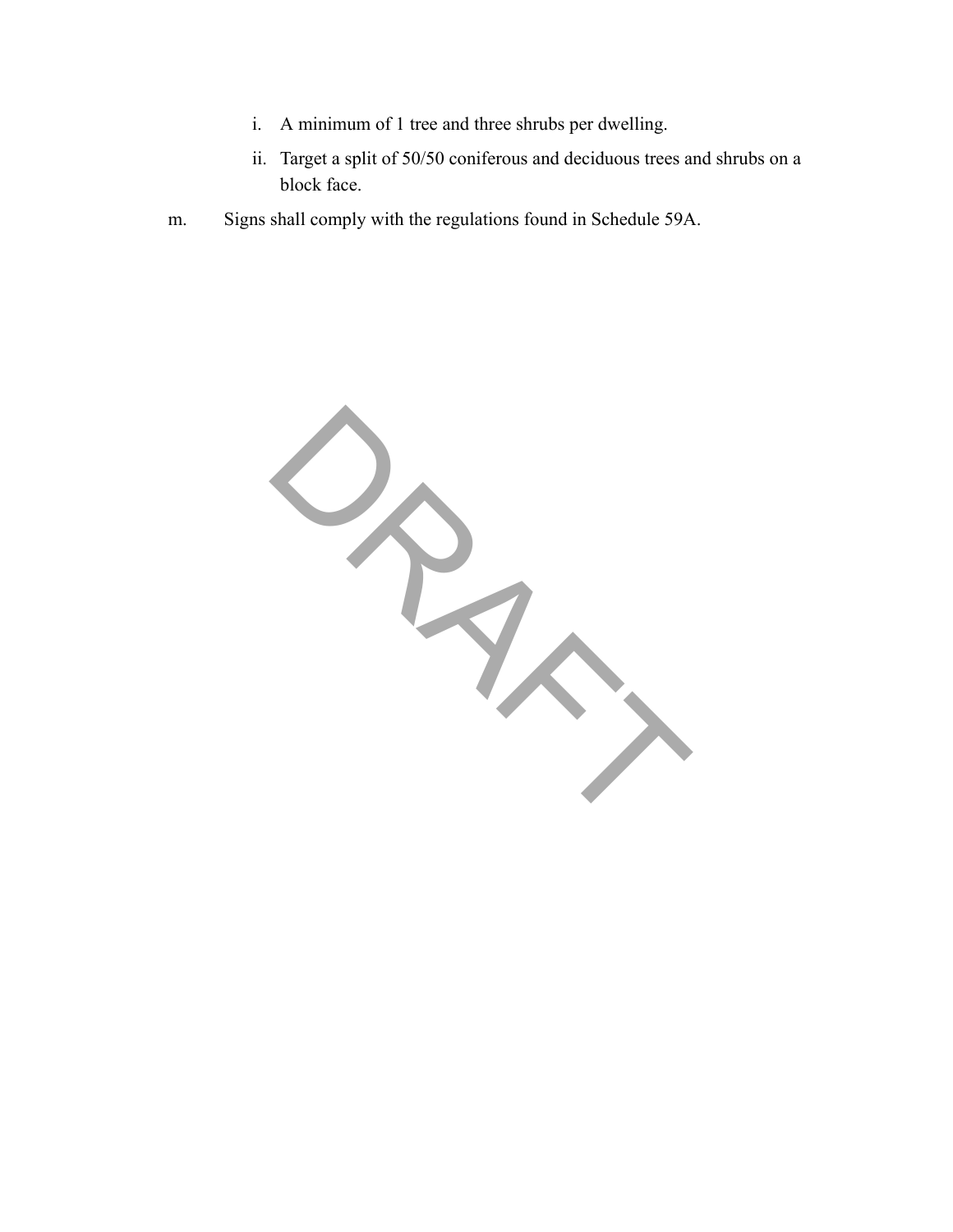i. A minimum of 1 tree and three shrubs per dwelling.

ii. Target a split of 50/50 coniferous and deciduous trees and shrubs on a block face.

m. Signs shall comply with the regulations found in Schedule 59A.